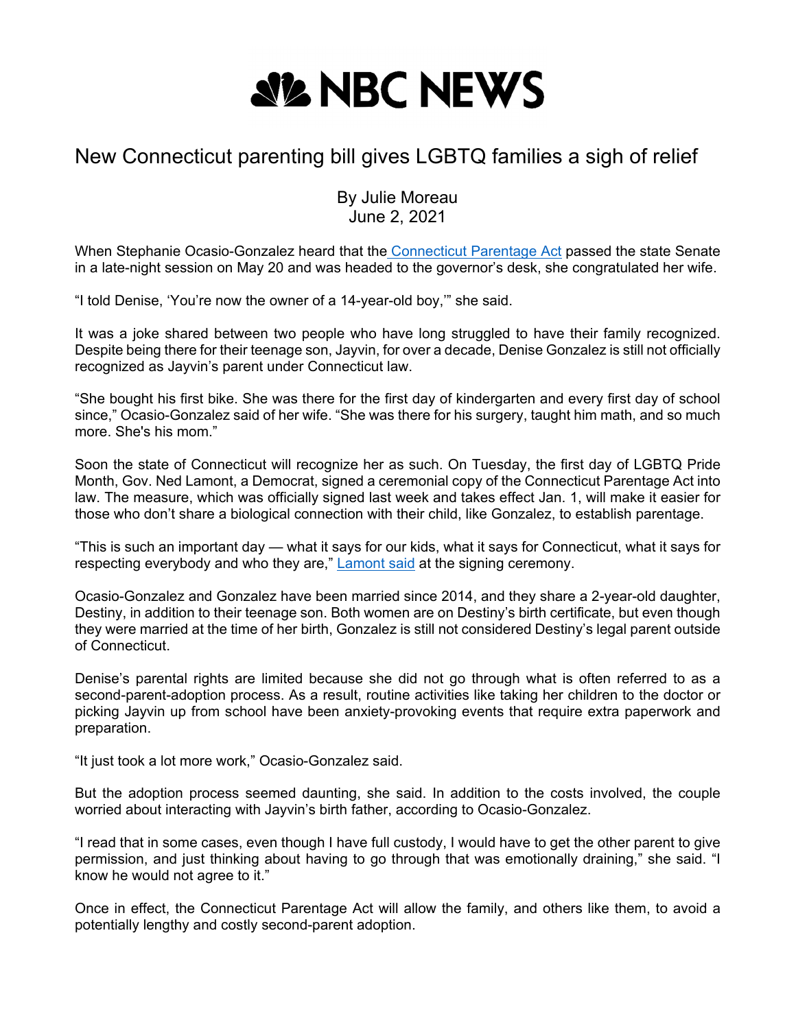NBC NEWS

# New Connecticut parenting bill gives LGBTQ families a sigh of relief

By Julie Moreau
June 2, 2021

When Stephanie Ocasio-Gonzalez heard that the Connecticut Parentage Act passed the state Senate in a late-night session on May 20 and was headed to the governor's desk, she congratulated her wife.

"I told Denise, 'You're now the owner of a 14-year-old boy,'" she said.

It was a joke shared between two people who have long struggled to have their family recognized. Despite being there for their teenage son, Jayvin, for over a decade, Denise Gonzalez is still not officially recognized as Jayvin's parent under Connecticut law.

"She bought his first bike. She was there for the first day of kindergarten and every first day of school since," Ocasio-Gonzalez said of her wife. "She was there for his surgery, taught him math, and so much more. She's his mom."

Soon the state of Connecticut will recognize her as such. On Tuesday, the first day of LGBTQ Pride Month, Gov. Ned Lamont, a Democrat, signed a ceremonial copy of the Connecticut Parentage Act into law. The measure, which was officially signed last week and takes effect Jan. 1, will make it easier for those who don't share a biological connection with their child, like Gonzalez, to establish parentage.

"This is such an important day — what it says for our kids, what it says for Connecticut, what it says for respecting everybody and who they are," Lamont said at the signing ceremony.

Ocasio-Gonzalez and Gonzalez have been married since 2014, and they share a 2-year-old daughter, Destiny, in addition to their teenage son. Both women are on Destiny's birth certificate, but even though they were married at the time of her birth, Gonzalez is still not considered Destiny's legal parent outside of Connecticut.

Denise's parental rights are limited because she did not go through what is often referred to as a second-parent-adoption process. As a result, routine activities like taking her children to the doctor or picking Jayvin up from school have been anxiety-provoking events that require extra paperwork and preparation.

"It just took a lot more work," Ocasio-Gonzalez said.

But the adoption process seemed daunting, she said. In addition to the costs involved, the couple worried about interacting with Jayvin's birth father, according to Ocasio-Gonzalez.

"I read that in some cases, even though I have full custody, I would have to get the other parent to give permission, and just thinking about having to go through that was emotionally draining," she said. "I know he would not agree to it."

Once in effect, the Connecticut Parentage Act will allow the family, and others like them, to avoid a potentially lengthy and costly second-parent adoption.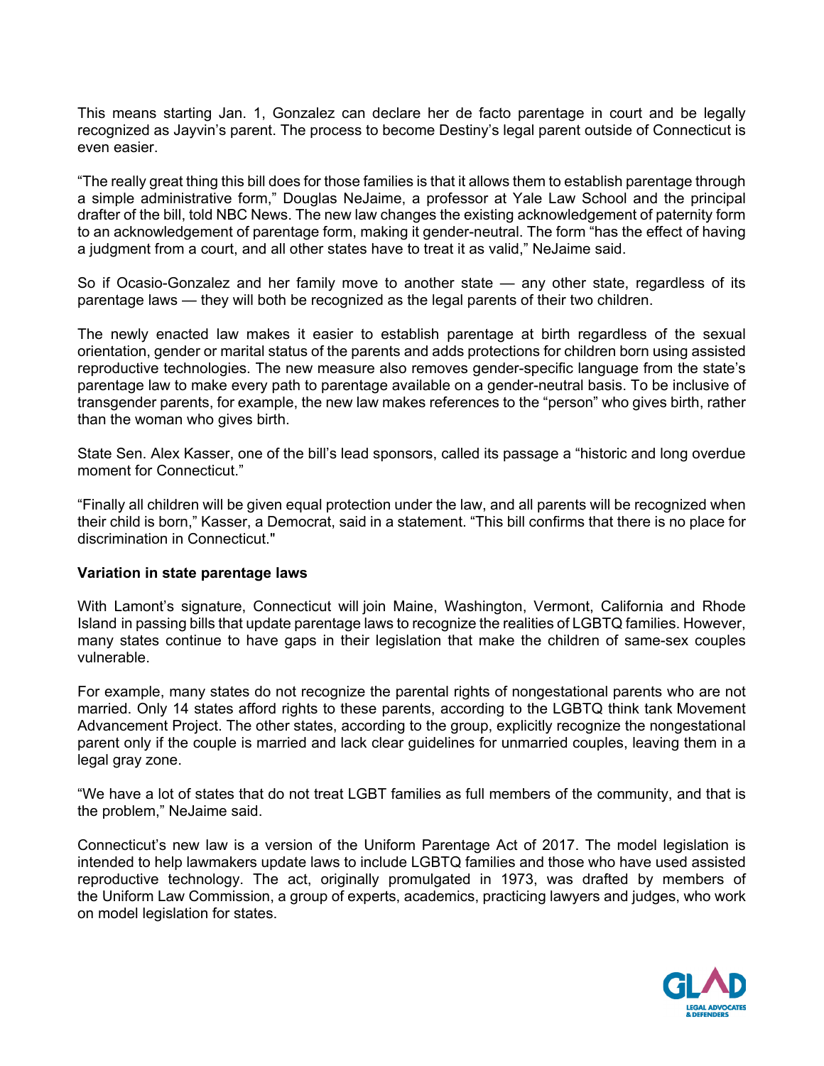This means starting Jan. 1, Gonzalez can declare her de facto parentage in court and be legally recognized as Jayvin's parent. The process to become Destiny's legal parent outside of Connecticut is even easier.

"The really great thing this bill does for those families is that it allows them to establish parentage through a simple administrative form," Douglas NeJaime, a professor at Yale Law School and the principal drafter of the bill, told NBC News. The new law changes the existing acknowledgement of paternity form to an acknowledgement of parentage form, making it gender-neutral. The form "has the effect of having a judgment from a court, and all other states have to treat it as valid," NeJaime said.

So if Ocasio-Gonzalez and her family move to another state — any other state, regardless of its parentage laws — they will both be recognized as the legal parents of their two children.

The newly enacted law makes it easier to establish parentage at birth regardless of the sexual orientation, gender or marital status of the parents and adds protections for children born using assisted reproductive technologies. The new measure also removes gender-specific language from the state's parentage law to make every path to parentage available on a gender-neutral basis. To be inclusive of transgender parents, for example, the new law makes references to the "person" who gives birth, rather than the woman who gives birth.

State Sen. Alex Kasser, one of the bill's lead sponsors, called its passage a "historic and long overdue moment for Connecticut."

"Finally all children will be given equal protection under the law, and all parents will be recognized when their child is born," Kasser, a Democrat, said in a statement. "This bill confirms that there is no place for discrimination in Connecticut."

**Variation in state parentage laws**

With Lamont's signature, Connecticut will join Maine, Washington, Vermont, California and Rhode Island in passing bills that update parentage laws to recognize the realities of LGBTQ families. However, many states continue to have gaps in their legislation that make the children of same-sex couples vulnerable.

For example, many states do not recognize the parental rights of nongestational parents who are not married. Only 14 states afford rights to these parents, according to the LGBTQ think tank Movement Advancement Project. The other states, according to the group, explicitly recognize the nongestational parent only if the couple is married and lack clear guidelines for unmarried couples, leaving them in a legal gray zone.

"We have a lot of states that do not treat LGBT families as full members of the community, and that is the problem," NeJaime said.

Connecticut's new law is a version of the Uniform Parentage Act of 2017. The model legislation is intended to help lawmakers update laws to include LGBTQ families and those who have used assisted reproductive technology. The act, originally promulgated in 1973, was drafted by members of the Uniform Law Commission, a group of experts, academics, practicing lawyers and judges, who work on model legislation for states.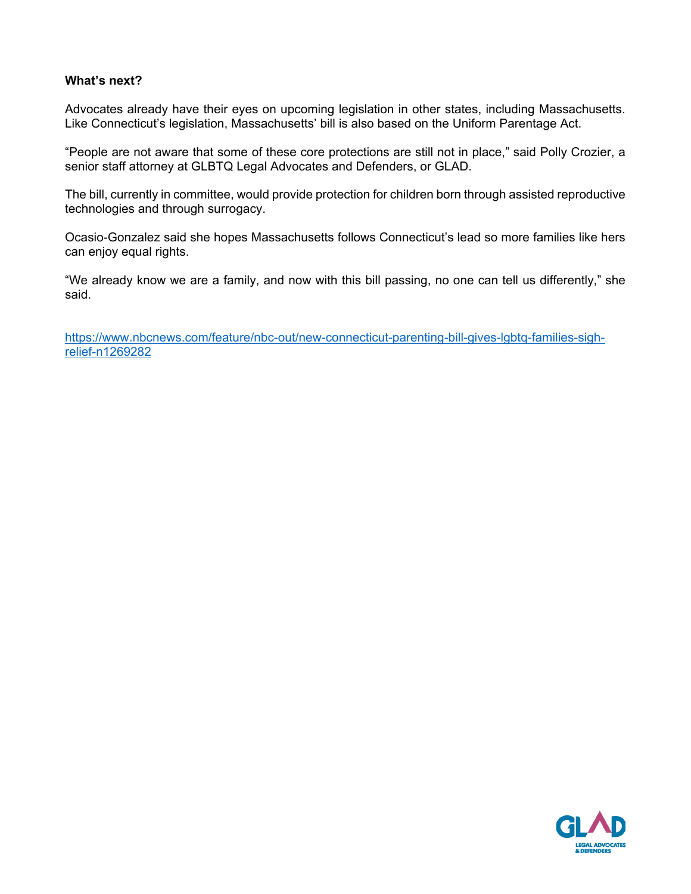**What's next?**

Advocates already have their eyes on upcoming legislation in other states, including Massachusetts. Like Connecticut's legislation, Massachusetts' bill is also based on the Uniform Parentage Act.

"People are not aware that some of these core protections are still not in place," said Polly Crozier, a senior staff attorney at GLBTQ Legal Advocates and Defenders, or GLAD.

The bill, currently in committee, would provide protection for children born through assisted reproductive technologies and through surrogacy.

Ocasio-Gonzalez said she hopes Massachusetts follows Connecticut's lead so more families like hers can enjoy equal rights.

"We already know we are a family, and now with this bill passing, no one can tell us differently," she said.

https://www.nbcnews.com/feature/nbc-out/new-connecticut-parenting-bill-gives-lgbtq-families-sigh-relief-n1269282

GLAD
LEGAL ADVOCATES
& DEFENDERS